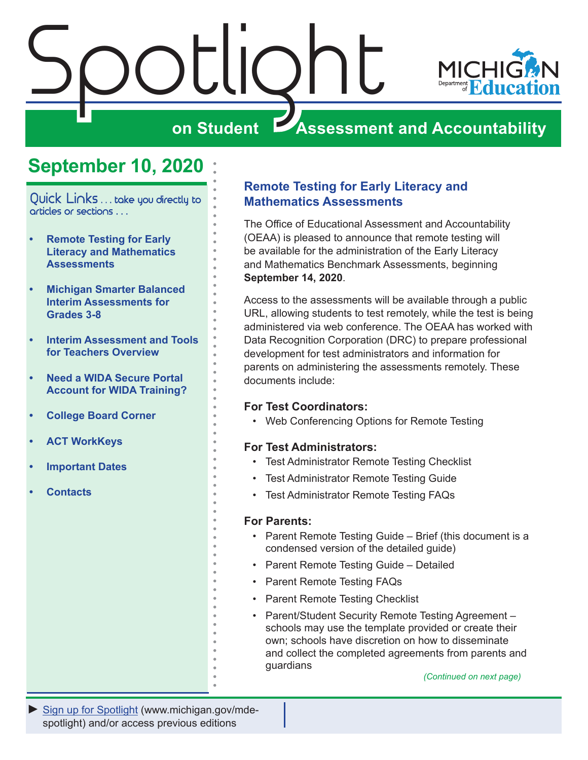# Spotlight on Student Assessment and Accountability

Michigan Department of Education

## September 10, 2020

Quick Links . . . take you directly to articles or sections . . .

- **Remote Testing for Early Literacy and Mathematics Assessments**
- **Michigan Smarter Balanced Interim Assessments for Grades 3-8**
- **Interim Assessment and Tools for Teachers Overview**
- **Need a WIDA Secure Portal Account for WIDA Training?**
- **College Board Corner**
- **ACT WorkKeys**
- **Important Dates**
- **Contacts**

## Remote Testing for Early Literacy and Mathematics Assessments

The Office of Educational Assessment and Accountability (OEAA) is pleased to announce that remote testing will be available for the administration of the Early Literacy and Mathematics Benchmark Assessments, beginning **September 14, 2020**.

Access to the assessments will be available through a public URL, allowing students to test remotely, while the test is being administered via web conference. The OEAA has worked with Data Recognition Corporation (DRC) to prepare professional development for test administrators and information for parents on administering the assessments remotely. These documents include:

### For Test Coordinators:

- Web Conferencing Options for Remote Testing

### For Test Administrators:

- Test Administrator Remote Testing Checklist
- Test Administrator Remote Testing Guide
- Test Administrator Remote Testing FAQs

### For Parents:

- Parent Remote Testing Guide – Brief (this document is a condensed version of the detailed guide)
- Parent Remote Testing Guide – Detailed
- Parent Remote Testing FAQs
- Parent Remote Testing Checklist
- Parent/Student Security Remote Testing Agreement – schools may use the template provided or create their own; schools have discretion on how to disseminate and collect the completed agreements from parents and guardians

*(Continued on next page)*

► Sign up for Spotlight (www.michigan.gov/mde-spotlight) and/or access previous editions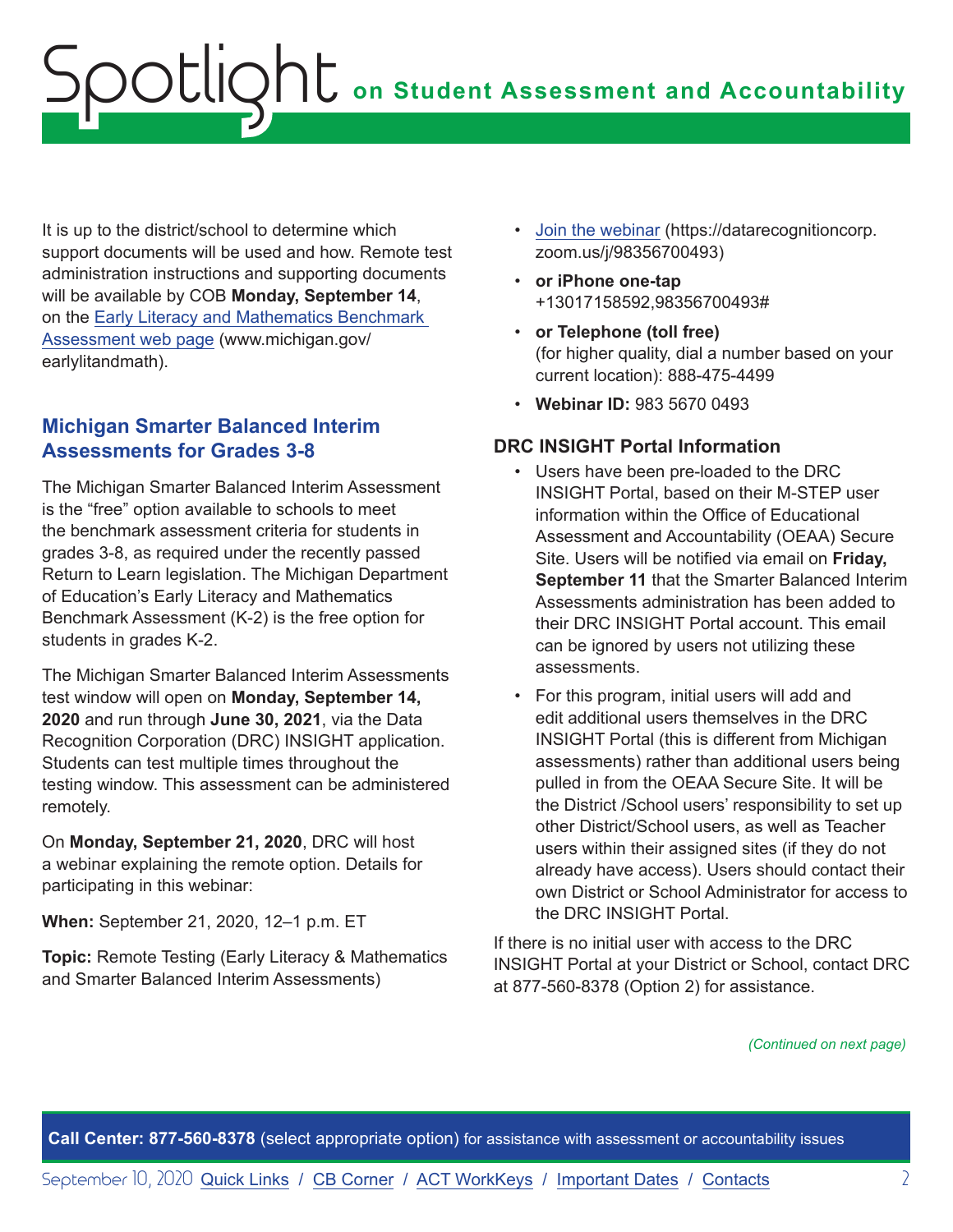It is up to the district/school to determine which support documents will be used and how. Remote test administration instructions and supporting documents will be available by COB **Monday, September 14**, on the [Early Literacy and Mathematics Benchmark Assessment web page](www.michigan.gov/earlylitandmath) (www.michigan.gov/earlylitandmath).

## Michigan Smarter Balanced Interim Assessments for Grades 3-8

The Michigan Smarter Balanced Interim Assessment is the "free" option available to schools to meet the benchmark assessment criteria for students in grades 3-8, as required under the recently passed Return to Learn legislation. The Michigan Department of Education's Early Literacy and Mathematics Benchmark Assessment (K-2) is the free option for students in grades K-2.

The Michigan Smarter Balanced Interim Assessments test window will open on **Monday, September 14, 2020** and run through **June 30, 2021**, via the Data Recognition Corporation (DRC) INSIGHT application. Students can test multiple times throughout the testing window. This assessment can be administered remotely.

On **Monday, September 21, 2020**, DRC will host a webinar explaining the remote option. Details for participating in this webinar:

**When:** September 21, 2020, 12–1 p.m. ET

**Topic:** Remote Testing (Early Literacy & Mathematics and Smarter Balanced Interim Assessments)

- [Join the webinar](https://datarecognitioncorp.zoom.us/j/98356700493) (https://datarecognitioncorp.zoom.us/j/98356700493)
- **or iPhone one-tap** +13017158592,98356700493#
- **or Telephone (toll free)** (for higher quality, dial a number based on your current location): 888-475-4499
- **Webinar ID:** 983 5670 0493

### DRC INSIGHT Portal Information

- Users have been pre-loaded to the DRC INSIGHT Portal, based on their M-STEP user information within the Office of Educational Assessment and Accountability (OEAA) Secure Site. Users will be notified via email on **Friday, September 11** that the Smarter Balanced Interim Assessments administration has been added to their DRC INSIGHT Portal account. This email can be ignored by users not utilizing these assessments.
- For this program, initial users will add and edit additional users themselves in the DRC INSIGHT Portal (this is different from Michigan assessments) rather than additional users being pulled in from the OEAA Secure Site. It will be the District /School users' responsibility to set up other District/School users, as well as Teacher users within their assigned sites (if they do not already have access). Users should contact their own District or School Administrator for access to the DRC INSIGHT Portal.

If there is no initial user with access to the DRC INSIGHT Portal at your District or School, contact DRC at 877-560-8378 (Option 2) for assistance.

*(Continued on next page)*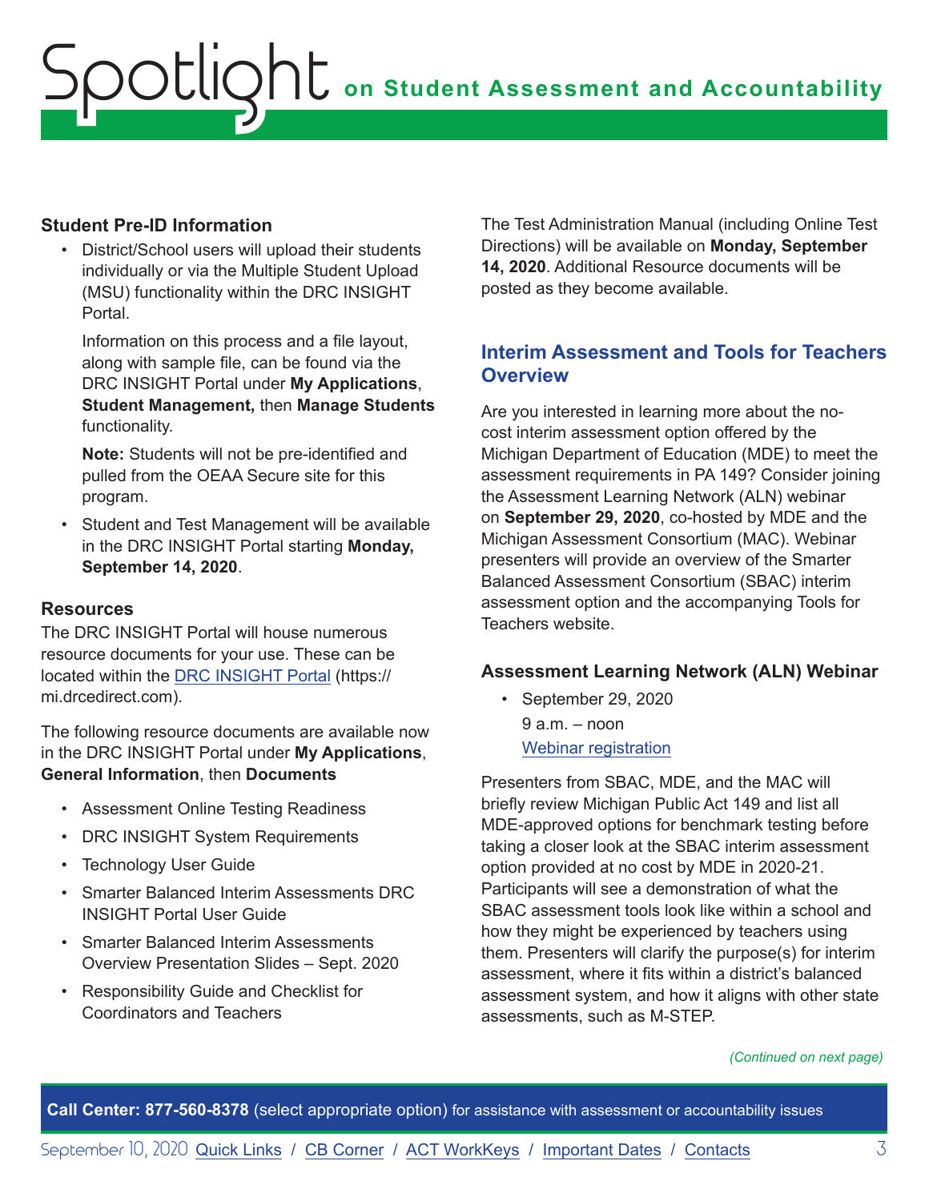### Student Pre-ID Information

- District/School users will upload their students individually or via the Multiple Student Upload (MSU) functionality within the DRC INSIGHT Portal.

  Information on this process and a file layout, along with sample file, can be found via the DRC INSIGHT Portal under **My Applications**, **Student Management,** then **Manage Students** functionality.

  **Note:** Students will not be pre-identified and pulled from the OEAA Secure site for this program.

- Student and Test Management will be available in the DRC INSIGHT Portal starting **Monday, September 14, 2020**.

### Resources

The DRC INSIGHT Portal will house numerous resource documents for your use. These can be located within the DRC INSIGHT Portal (https://mi.drcedirect.com).

The following resource documents are available now in the DRC INSIGHT Portal under **My Applications**, **General Information**, then **Documents**

- Assessment Online Testing Readiness
- DRC INSIGHT System Requirements
- Technology User Guide
- Smarter Balanced Interim Assessments DRC INSIGHT Portal User Guide
- Smarter Balanced Interim Assessments Overview Presentation Slides – Sept. 2020
- Responsibility Guide and Checklist for Coordinators and Teachers

The Test Administration Manual (including Online Test Directions) will be available on **Monday, September 14, 2020**. Additional Resource documents will be posted as they become available.

## Interim Assessment and Tools for Teachers Overview

Are you interested in learning more about the no-cost interim assessment option offered by the Michigan Department of Education (MDE) to meet the assessment requirements in PA 149? Consider joining the Assessment Learning Network (ALN) webinar on **September 29, 2020**, co-hosted by MDE and the Michigan Assessment Consortium (MAC). Webinar presenters will provide an overview of the Smarter Balanced Assessment Consortium (SBAC) interim assessment option and the accompanying Tools for Teachers website.

### Assessment Learning Network (ALN) Webinar

- September 29, 2020
  9 a.m. – noon
  Webinar registration

Presenters from SBAC, MDE, and the MAC will briefly review Michigan Public Act 149 and list all MDE-approved options for benchmark testing before taking a closer look at the SBAC interim assessment option provided at no cost by MDE in 2020-21. Participants will see a demonstration of what the SBAC assessment tools look like within a school and how they might be experienced by teachers using them. Presenters will clarify the purpose(s) for interim assessment, where it fits within a district's balanced assessment system, and how it aligns with other state assessments, such as M-STEP.

*(Continued on next page)*

**Call Center: 877-560-8378** (select appropriate option) for assistance with assessment or accountability issues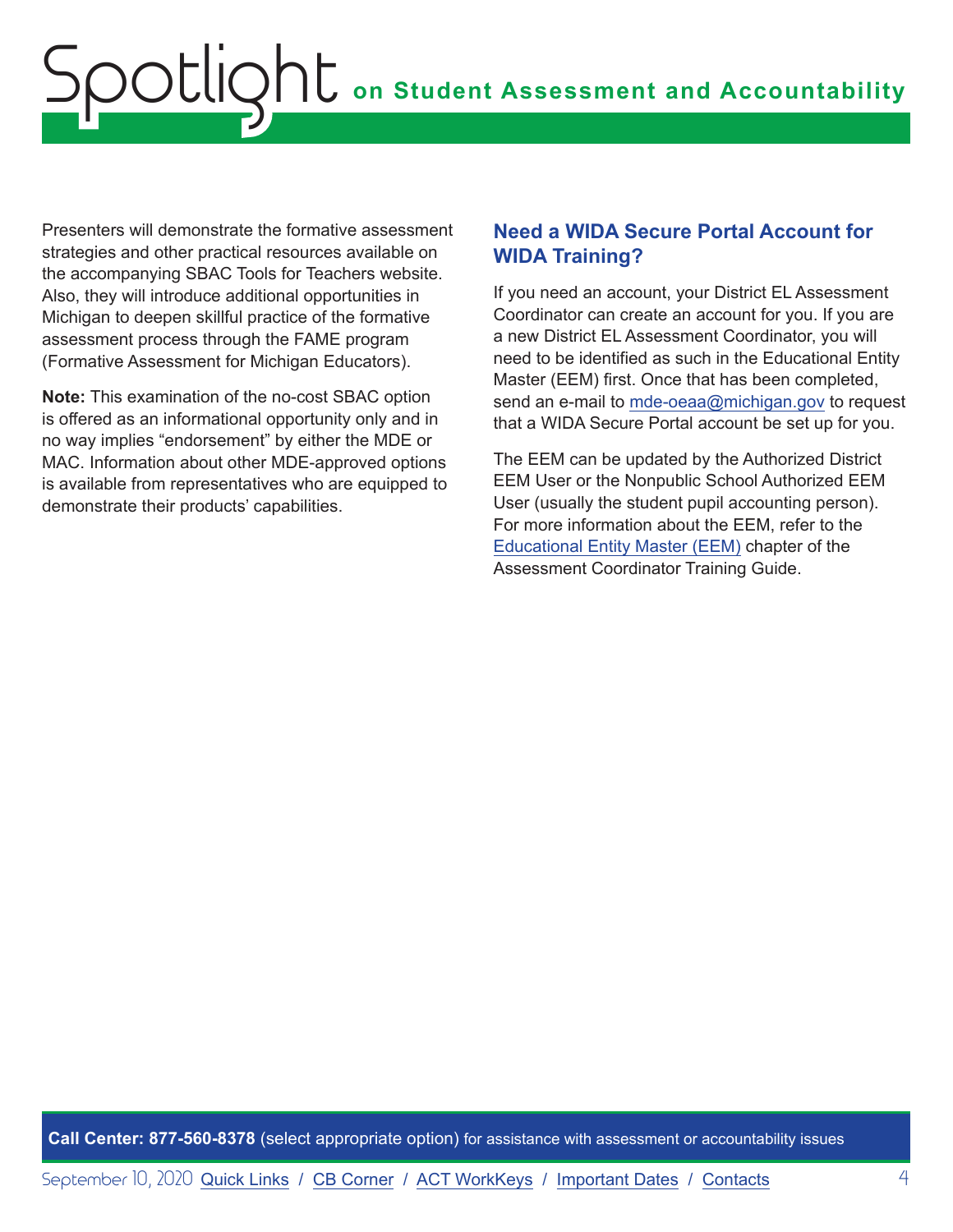Presenters will demonstrate the formative assessment strategies and other practical resources available on the accompanying SBAC Tools for Teachers website. Also, they will introduce additional opportunities in Michigan to deepen skillful practice of the formative assessment process through the FAME program (Formative Assessment for Michigan Educators).

**Note:** This examination of the no-cost SBAC option is offered as an informational opportunity only and in no way implies "endorsement" by either the MDE or MAC. Information about other MDE-approved options is available from representatives who are equipped to demonstrate their products' capabilities.

## Need a WIDA Secure Portal Account for WIDA Training?

If you need an account, your District EL Assessment Coordinator can create an account for you. If you are a new District EL Assessment Coordinator, you will need to be identified as such in the Educational Entity Master (EEM) first. Once that has been completed, send an e-mail to mde-oeaa@michigan.gov to request that a WIDA Secure Portal account be set up for you.

The EEM can be updated by the Authorized District EEM User or the Nonpublic School Authorized EEM User (usually the student pupil accounting person). For more information about the EEM, refer to the Educational Entity Master (EEM) chapter of the Assessment Coordinator Training Guide.

**Call Center: 877-560-8378** (select appropriate option) for assistance with assessment or accountability issues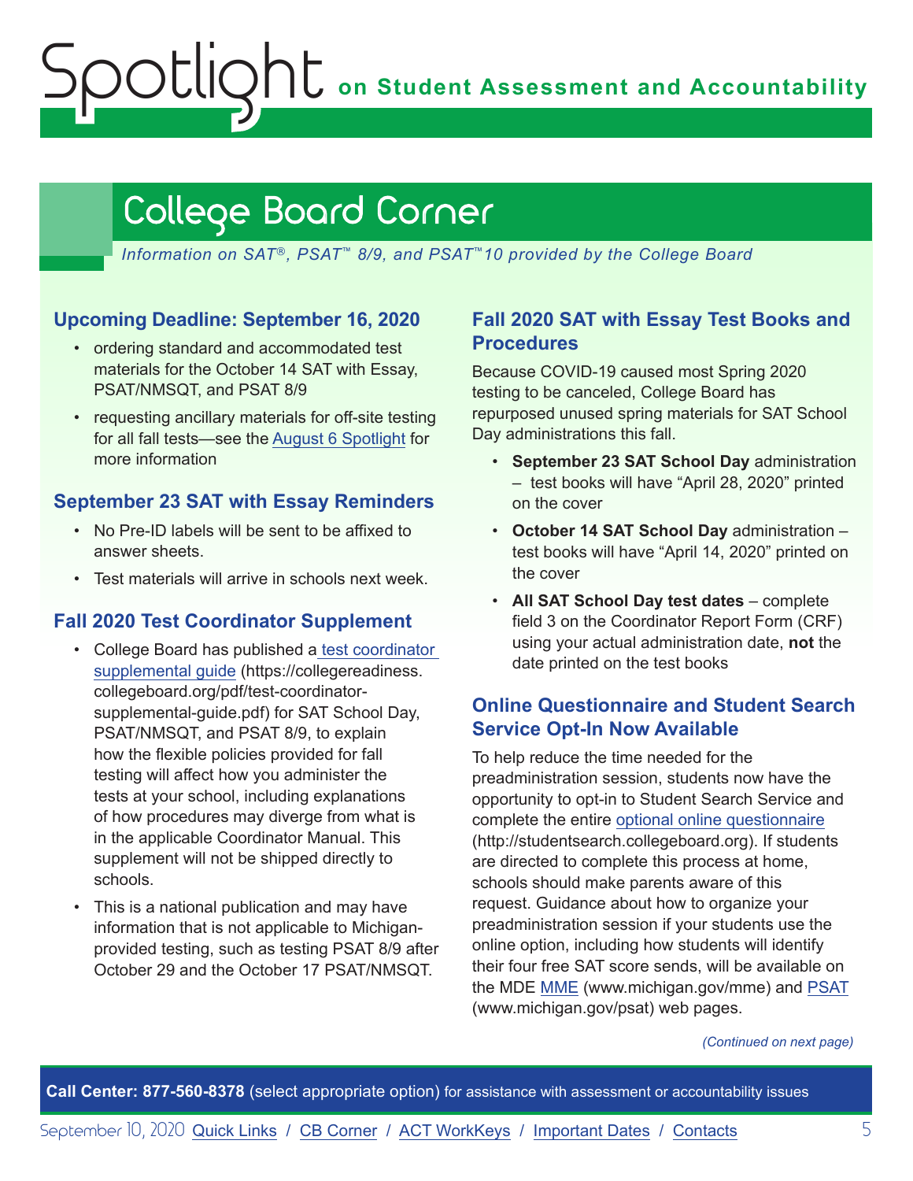# College Board Corner

*Information on SAT®, PSAT™ 8/9, and PSAT™10 provided by the College Board*

### Upcoming Deadline: September 16, 2020

- ordering standard and accommodated test materials for the October 14 SAT with Essay, PSAT/NMSQT, and PSAT 8/9
- requesting ancillary materials for off-site testing for all fall tests—see the August 6 Spotlight for more information

### September 23 SAT with Essay Reminders

- No Pre-ID labels will be sent to be affixed to answer sheets.
- Test materials will arrive in schools next week.

### Fall 2020 Test Coordinator Supplement

- College Board has published a test coordinator supplemental guide (https://collegereadiness.collegeboard.org/pdf/test-coordinator-supplemental-guide.pdf) for SAT School Day, PSAT/NMSQT, and PSAT 8/9, to explain how the flexible policies provided for fall testing will affect how you administer the tests at your school, including explanations of how procedures may diverge from what is in the applicable Coordinator Manual. This supplement will not be shipped directly to schools.
- This is a national publication and may have information that is not applicable to Michigan-provided testing, such as testing PSAT 8/9 after October 29 and the October 17 PSAT/NMSQT.

### Fall 2020 SAT with Essay Test Books and Procedures

Because COVID-19 caused most Spring 2020 testing to be canceled, College Board has repurposed unused spring materials for SAT School Day administrations this fall.

- **September 23 SAT School Day** administration – test books will have "April 28, 2020" printed on the cover
- **October 14 SAT School Day** administration – test books will have "April 14, 2020" printed on the cover
- **All SAT School Day test dates** – complete field 3 on the Coordinator Report Form (CRF) using your actual administration date, **not** the date printed on the test books

### Online Questionnaire and Student Search Service Opt-In Now Available

To help reduce the time needed for the preadministration session, students now have the opportunity to opt-in to Student Search Service and complete the entire optional online questionnaire (http://studentsearch.collegeboard.org). If students are directed to complete this process at home, schools should make parents aware of this request. Guidance about how to organize your preadministration session if your students use the online option, including how students will identify their four free SAT score sends, will be available on the MDE MME (www.michigan.gov/mme) and PSAT (www.michigan.gov/psat) web pages.

*(Continued on next page)*

**Call Center: 877-560-8378** (select appropriate option) for assistance with assessment or accountability issues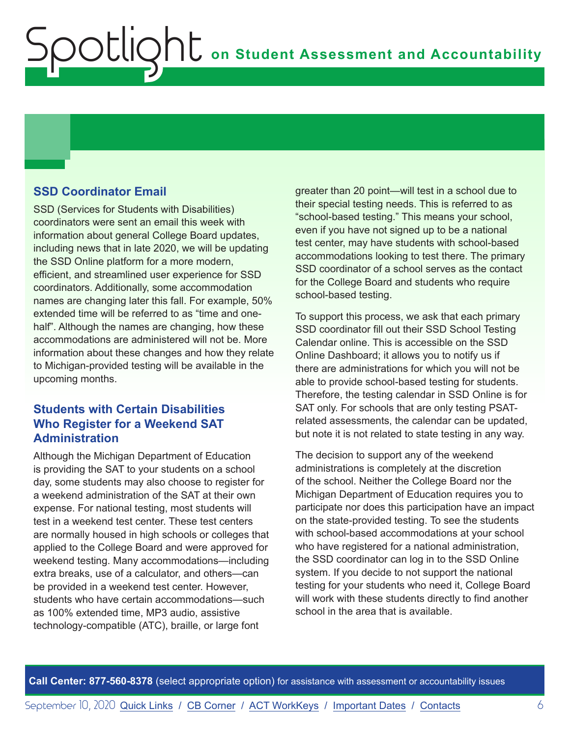## SSD Coordinator Email

SSD (Services for Students with Disabilities) coordinators were sent an email this week with information about general College Board updates, including news that in late 2020, we will be updating the SSD Online platform for a more modern, efficient, and streamlined user experience for SSD coordinators. Additionally, some accommodation names are changing later this fall. For example, 50% extended time will be referred to as "time and one-half". Although the names are changing, how these accommodations are administered will not be. More information about these changes and how they relate to Michigan-provided testing will be available in the upcoming months.

## Students with Certain Disabilities Who Register for a Weekend SAT Administration

Although the Michigan Department of Education is providing the SAT to your students on a school day, some students may also choose to register for a weekend administration of the SAT at their own expense. For national testing, most students will test in a weekend test center. These test centers are normally housed in high schools or colleges that applied to the College Board and were approved for weekend testing. Many accommodations—including extra breaks, use of a calculator, and others—can be provided in a weekend test center. However, students who have certain accommodations—such as 100% extended time, MP3 audio, assistive technology-compatible (ATC), braille, or large font greater than 20 point—will test in a school due to their special testing needs. This is referred to as "school-based testing." This means your school, even if you have not signed up to be a national test center, may have students with school-based accommodations looking to test there. The primary SSD coordinator of a school serves as the contact for the College Board and students who require school-based testing.

To support this process, we ask that each primary SSD coordinator fill out their SSD School Testing Calendar online. This is accessible on the SSD Online Dashboard; it allows you to notify us if there are administrations for which you will not be able to provide school-based testing for students. Therefore, the testing calendar in SSD Online is for SAT only. For schools that are only testing PSAT-related assessments, the calendar can be updated, but note it is not related to state testing in any way.

The decision to support any of the weekend administrations is completely at the discretion of the school. Neither the College Board nor the Michigan Department of Education requires you to participate nor does this participation have an impact on the state-provided testing. To see the students with school-based accommodations at your school who have registered for a national administration, the SSD coordinator can log in to the SSD Online system. If you decide to not support the national testing for your students who need it, College Board will work with these students directly to find another school in the area that is available.

**Call Center: 877-560-8378** (select appropriate option) for assistance with assessment or accountability issues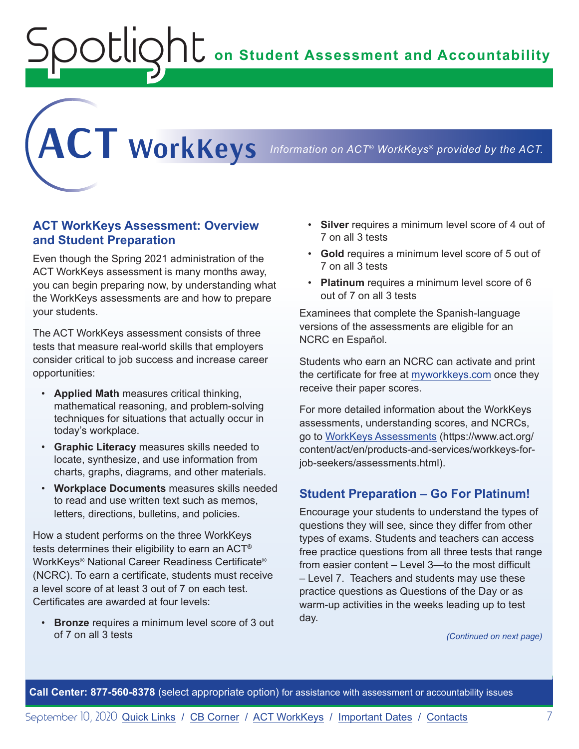# Spotlight on Student Assessment and Accountability

# ACT WorkKeys

*Information on ACT® WorkKeys® provided by the ACT.*

## ACT WorkKeys Assessment: Overview and Student Preparation

Even though the Spring 2021 administration of the ACT WorkKeys assessment is many months away, you can begin preparing now, by understanding what the WorkKeys assessments are and how to prepare your students.

The ACT WorkKeys assessment consists of three tests that measure real-world skills that employers consider critical to job success and increase career opportunities:

- **Applied Math** measures critical thinking, mathematical reasoning, and problem-solving techniques for situations that actually occur in today's workplace.
- **Graphic Literacy** measures skills needed to locate, synthesize, and use information from charts, graphs, diagrams, and other materials.
- **Workplace Documents** measures skills needed to read and use written text such as memos, letters, directions, bulletins, and policies.

How a student performs on the three WorkKeys tests determines their eligibility to earn an ACT® WorkKeys® National Career Readiness Certificate® (NCRC). To earn a certificate, students must receive a level score of at least 3 out of 7 on each test. Certificates are awarded at four levels:

- **Bronze** requires a minimum level score of 3 out of 7 on all 3 tests
- **Silver** requires a minimum level score of 4 out of 7 on all 3 tests
- **Gold** requires a minimum level score of 5 out of 7 on all 3 tests
- **Platinum** requires a minimum level score of 6 out of 7 on all 3 tests

Examinees that complete the Spanish-language versions of the assessments are eligible for an NCRC en Español.

Students who earn an NCRC can activate and print the certificate for free at myworkkeys.com once they receive their paper scores.

For more detailed information about the WorkKeys assessments, understanding scores, and NCRCs, go to WorkKeys Assessments (https://www.act.org/content/act/en/products-and-services/workkeys-for-job-seekers/assessments.html).

## Student Preparation – Go For Platinum!

Encourage your students to understand the types of questions they will see, since they differ from other types of exams. Students and teachers can access free practice questions from all three tests that range from easier content – Level 3—to the most difficult – Level 7. Teachers and students may use these practice questions as Questions of the Day or as warm-up activities in the weeks leading up to test day.

*(Continued on next page)*

**Call Center: 877-560-8378** (select appropriate option) for assistance with assessment or accountability issues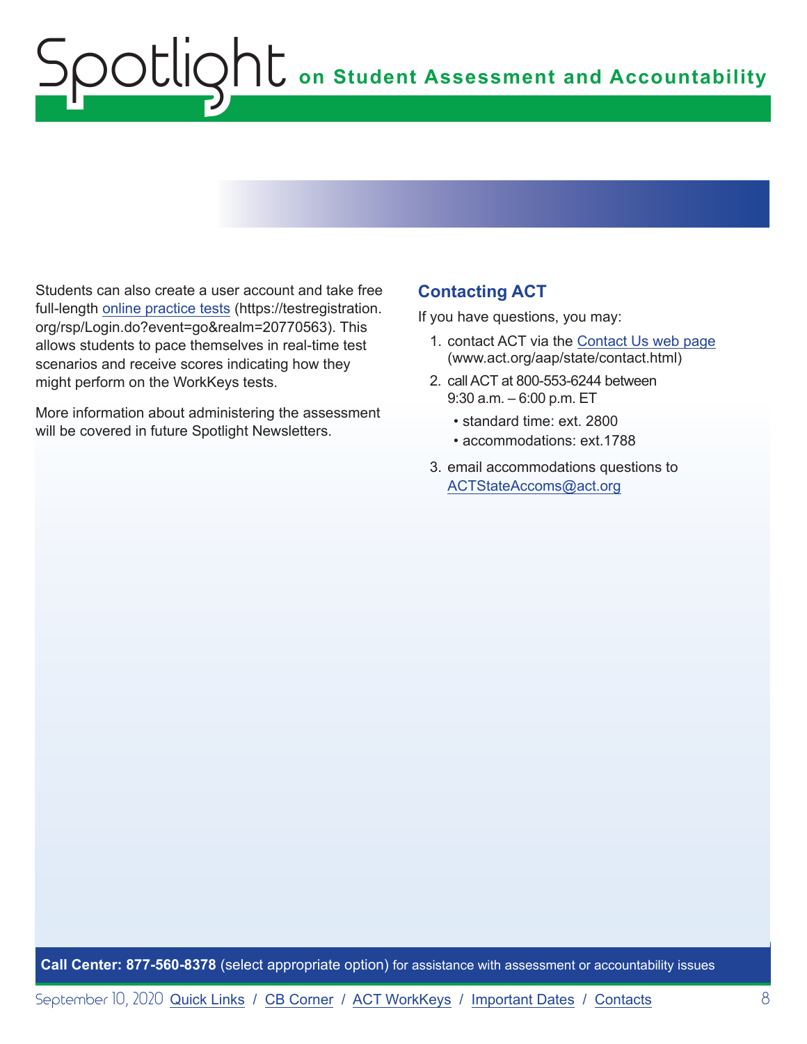Students can also create a user account and take free full-length online practice tests (https://testregistration.org/rsp/Login.do?event=go&realm=20770563). This allows students to pace themselves in real-time test scenarios and receive scores indicating how they might perform on the WorkKeys tests.

More information about administering the assessment will be covered in future Spotlight Newsletters.

## Contacting ACT

If you have questions, you may:

1. contact ACT via the Contact Us web page (www.act.org/aap/state/contact.html)
2. call ACT at 800-553-6244 between 9:30 a.m. – 6:00 p.m. ET
   - standard time: ext. 2800
   - accommodations: ext.1788
3. email accommodations questions to ACTStateAccoms@act.org

**Call Center: 877-560-8378** (select appropriate option) for assistance with assessment or accountability issues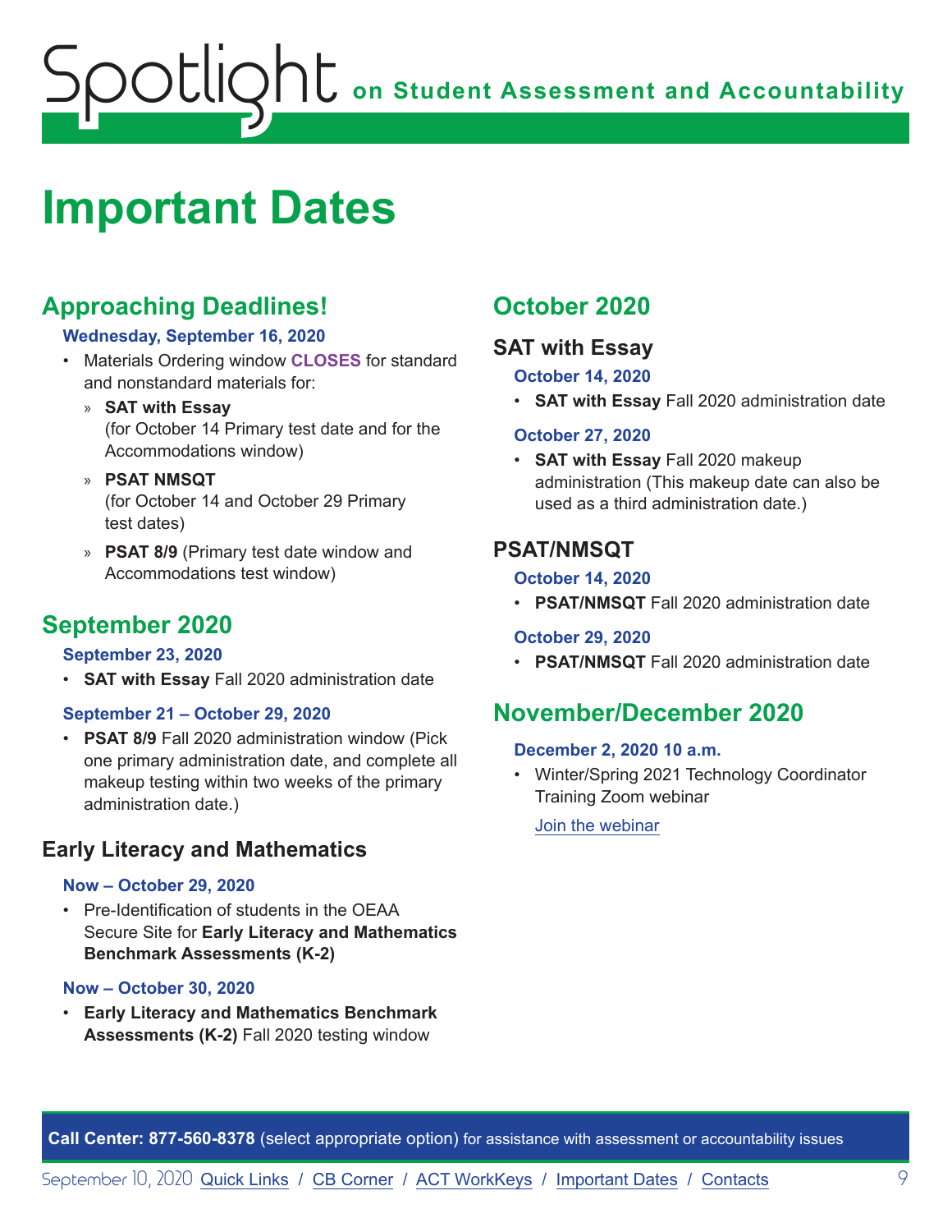# Important Dates

## Approaching Deadlines!

**Wednesday, September 16, 2020**

- Materials Ordering window **CLOSES** for standard and nonstandard materials for:
  - **SAT with Essay** (for October 14 Primary test date and for the Accommodations window)
  - **PSAT NMSQT** (for October 14 and October 29 Primary test dates)
  - **PSAT 8/9** (Primary test date window and Accommodations test window)

## September 2020

**September 23, 2020**

- **SAT with Essay** Fall 2020 administration date

**September 21 – October 29, 2020**

- **PSAT 8/9** Fall 2020 administration window (Pick one primary administration date, and complete all makeup testing within two weeks of the primary administration date.)

### Early Literacy and Mathematics

**Now – October 29, 2020**

- Pre-Identification of students in the OEAA Secure Site for **Early Literacy and Mathematics Benchmark Assessments (K-2)**

**Now – October 30, 2020**

- **Early Literacy and Mathematics Benchmark Assessments (K-2)** Fall 2020 testing window

## October 2020

### SAT with Essay

**October 14, 2020**

- **SAT with Essay** Fall 2020 administration date

**October 27, 2020**

- **SAT with Essay** Fall 2020 makeup administration (This makeup date can also be used as a third administration date.)

### PSAT/NMSQT

**October 14, 2020**

- **PSAT/NMSQT** Fall 2020 administration date

**October 29, 2020**

- **PSAT/NMSQT** Fall 2020 administration date

## November/December 2020

**December 2, 2020 10 a.m.**

- Winter/Spring 2021 Technology Coordinator Training Zoom webinar

  [Join the webinar]

**Call Center: 877-560-8378** (select appropriate option) for assistance with assessment or accountability issues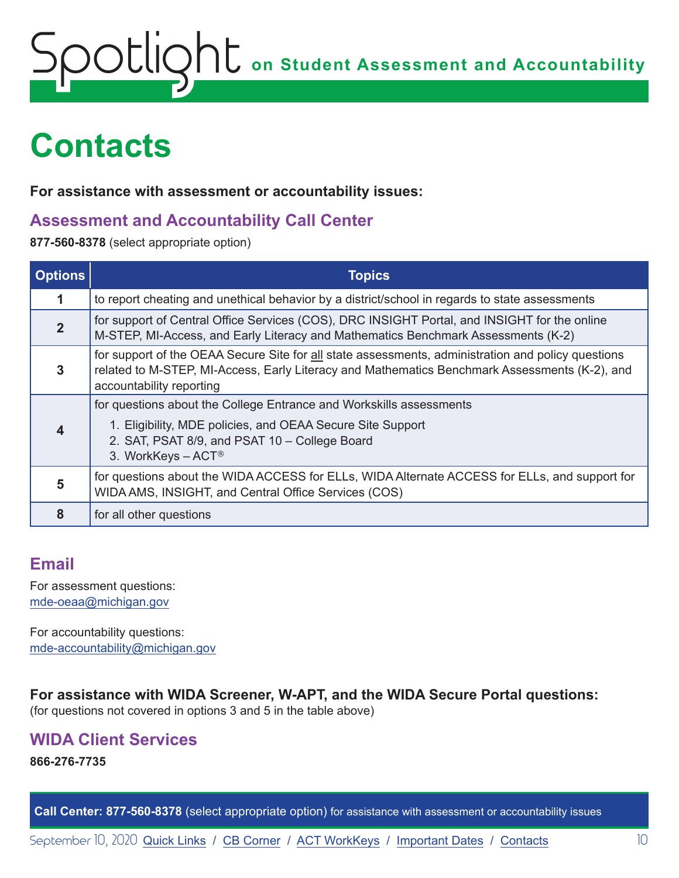# Contacts

**For assistance with assessment or accountability issues:**

## Assessment and Accountability Call Center

**877-560-8378** (select appropriate option)

| Options | Topics |
| --- | --- |
| **1** | to report cheating and unethical behavior by a district/school in regards to state assessments |
| **2** | for support of Central Office Services (COS), DRC INSIGHT Portal, and INSIGHT for the online M-STEP, MI-Access, and Early Literacy and Mathematics Benchmark Assessments (K-2) |
| **3** | for support of the OEAA Secure Site for all state assessments, administration and policy questions related to M-STEP, MI-Access, Early Literacy and Mathematics Benchmark Assessments (K-2), and accountability reporting |
| **4** | for questions about the College Entrance and Workskills assessments<br>1. Eligibility, MDE policies, and OEAA Secure Site Support<br>2. SAT, PSAT 8/9, and PSAT 10 – College Board<br>3. WorkKeys – ACT® |
| **5** | for questions about the WIDA ACCESS for ELLs, WIDA Alternate ACCESS for ELLs, and support for WIDA AMS, INSIGHT, and Central Office Services (COS) |
| **8** | for all other questions |

## Email

For assessment questions:
mde-oeaa@michigan.gov

For accountability questions:
mde-accountability@michigan.gov

**For assistance with WIDA Screener, W-APT, and the WIDA Secure Portal questions:**
(for questions not covered in options 3 and 5 in the table above)

## WIDA Client Services

**866-276-7735**

**Call Center: 877-560-8378** (select appropriate option) for assistance with assessment or accountability issues